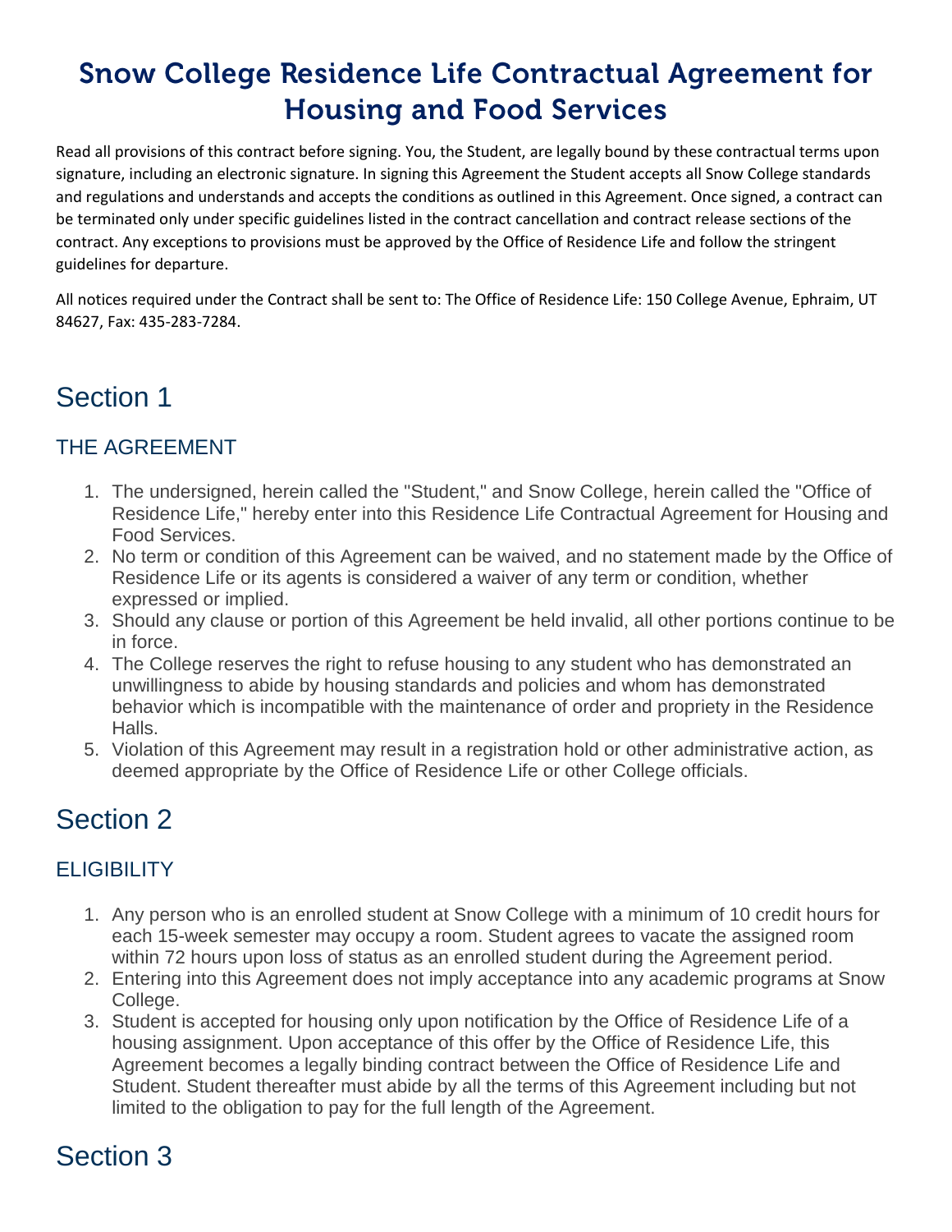# Snow College Residence Life Contractual Agreement for Housing and Food Services

Read all provisions of this contract before signing. You, the Student, are legally bound by these contractual terms upon signature, including an electronic signature. In signing this Agreement the Student accepts all Snow College standards and regulations and understands and accepts the conditions as outlined in this Agreement. Once signed, a contract can be terminated only under specific guidelines listed in the contract cancellation and contract release sections of the contract. Any exceptions to provisions must be approved by the Office of Residence Life and follow the stringent guidelines for departure.

All notices required under the Contract shall be sent to: The Office of Residence Life: 150 College Avenue, Ephraim, UT 84627, Fax: 435-283-7284.

## Section 1

### THE AGREEMENT

1. The undersigned, herein called the "Student," and Snow College, herein called the "Office of Residence Life," hereby enter into this Residence Life Contractual Agreement for Housing and Food Services.
2. No term or condition of this Agreement can be waived, and no statement made by the Office of Residence Life or its agents is considered a waiver of any term or condition, whether expressed or implied.
3. Should any clause or portion of this Agreement be held invalid, all other portions continue to be in force.
4. The College reserves the right to refuse housing to any student who has demonstrated an unwillingness to abide by housing standards and policies and whom has demonstrated behavior which is incompatible with the maintenance of order and propriety in the Residence Halls.
5. Violation of this Agreement may result in a registration hold or other administrative action, as deemed appropriate by the Office of Residence Life or other College officials.

## Section 2

### ELIGIBILITY

1. Any person who is an enrolled student at Snow College with a minimum of 10 credit hours for each 15-week semester may occupy a room. Student agrees to vacate the assigned room within 72 hours upon loss of status as an enrolled student during the Agreement period.
2. Entering into this Agreement does not imply acceptance into any academic programs at Snow College.
3. Student is accepted for housing only upon notification by the Office of Residence Life of a housing assignment. Upon acceptance of this offer by the Office of Residence Life, this Agreement becomes a legally binding contract between the Office of Residence Life and Student. Student thereafter must abide by all the terms of this Agreement including but not limited to the obligation to pay for the full length of the Agreement.

## Section 3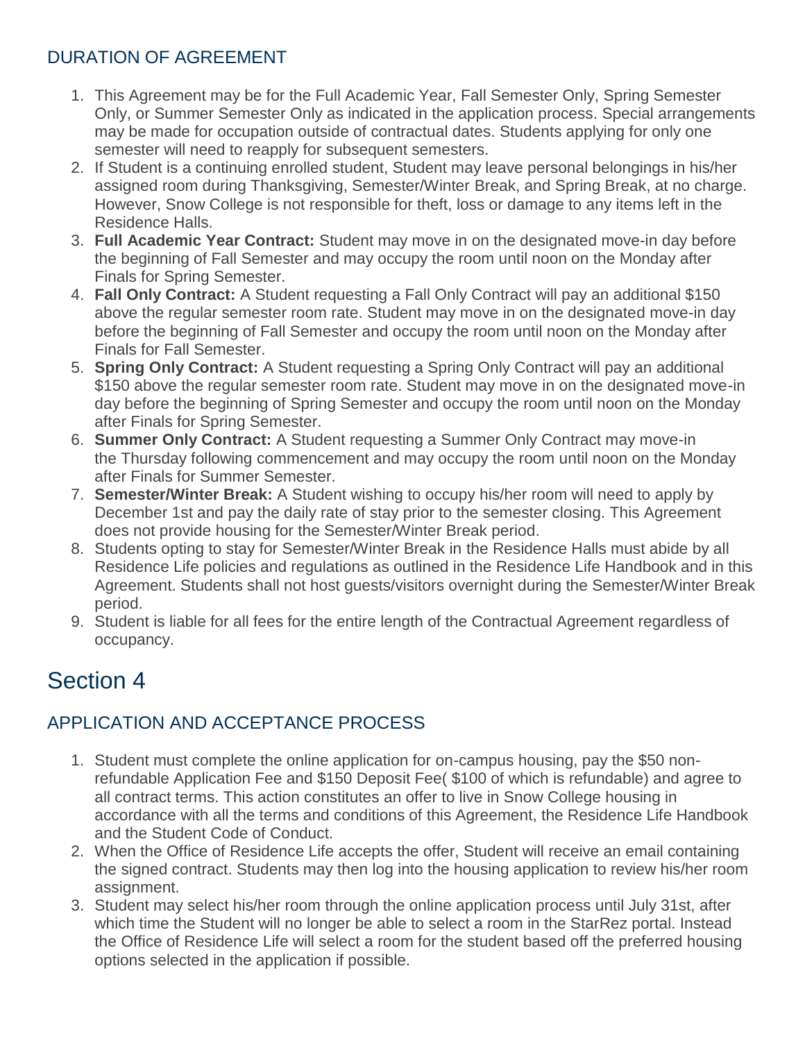## DURATION OF AGREEMENT

1. This Agreement may be for the Full Academic Year, Fall Semester Only, Spring Semester Only, or Summer Semester Only as indicated in the application process. Special arrangements may be made for occupation outside of contractual dates. Students applying for only one semester will need to reapply for subsequent semesters.
2. If Student is a continuing enrolled student, Student may leave personal belongings in his/her assigned room during Thanksgiving, Semester/Winter Break, and Spring Break, at no charge. However, Snow College is not responsible for theft, loss or damage to any items left in the Residence Halls.
3. **Full Academic Year Contract:** Student may move in on the designated move-in day before the beginning of Fall Semester and may occupy the room until noon on the Monday after Finals for Spring Semester.
4. **Fall Only Contract:** A Student requesting a Fall Only Contract will pay an additional $150 above the regular semester room rate. Student may move in on the designated move-in day before the beginning of Fall Semester and occupy the room until noon on the Monday after Finals for Fall Semester.
5. **Spring Only Contract:** A Student requesting a Spring Only Contract will pay an additional $150 above the regular semester room rate. Student may move in on the designated move-in day before the beginning of Spring Semester and occupy the room until noon on the Monday after Finals for Spring Semester.
6. **Summer Only Contract:** A Student requesting a Summer Only Contract may move-in the Thursday following commencement and may occupy the room until noon on the Monday after Finals for Summer Semester.
7. **Semester/Winter Break:** A Student wishing to occupy his/her room will need to apply by December 1st and pay the daily rate of stay prior to the semester closing. This Agreement does not provide housing for the Semester/Winter Break period.
8. Students opting to stay for Semester/Winter Break in the Residence Halls must abide by all Residence Life policies and regulations as outlined in the Residence Life Handbook and in this Agreement. Students shall not host guests/visitors overnight during the Semester/Winter Break period.
9. Student is liable for all fees for the entire length of the Contractual Agreement regardless of occupancy.

# Section 4

## APPLICATION AND ACCEPTANCE PROCESS

1. Student must complete the online application for on-campus housing, pay the $50 non-refundable Application Fee and $150 Deposit Fee( $100 of which is refundable) and agree to all contract terms. This action constitutes an offer to live in Snow College housing in accordance with all the terms and conditions of this Agreement, the Residence Life Handbook and the Student Code of Conduct.
2. When the Office of Residence Life accepts the offer, Student will receive an email containing the signed contract. Students may then log into the housing application to review his/her room assignment.
3. Student may select his/her room through the online application process until July 31st, after which time the Student will no longer be able to select a room in the StarRez portal. Instead the Office of Residence Life will select a room for the student based off the preferred housing options selected in the application if possible.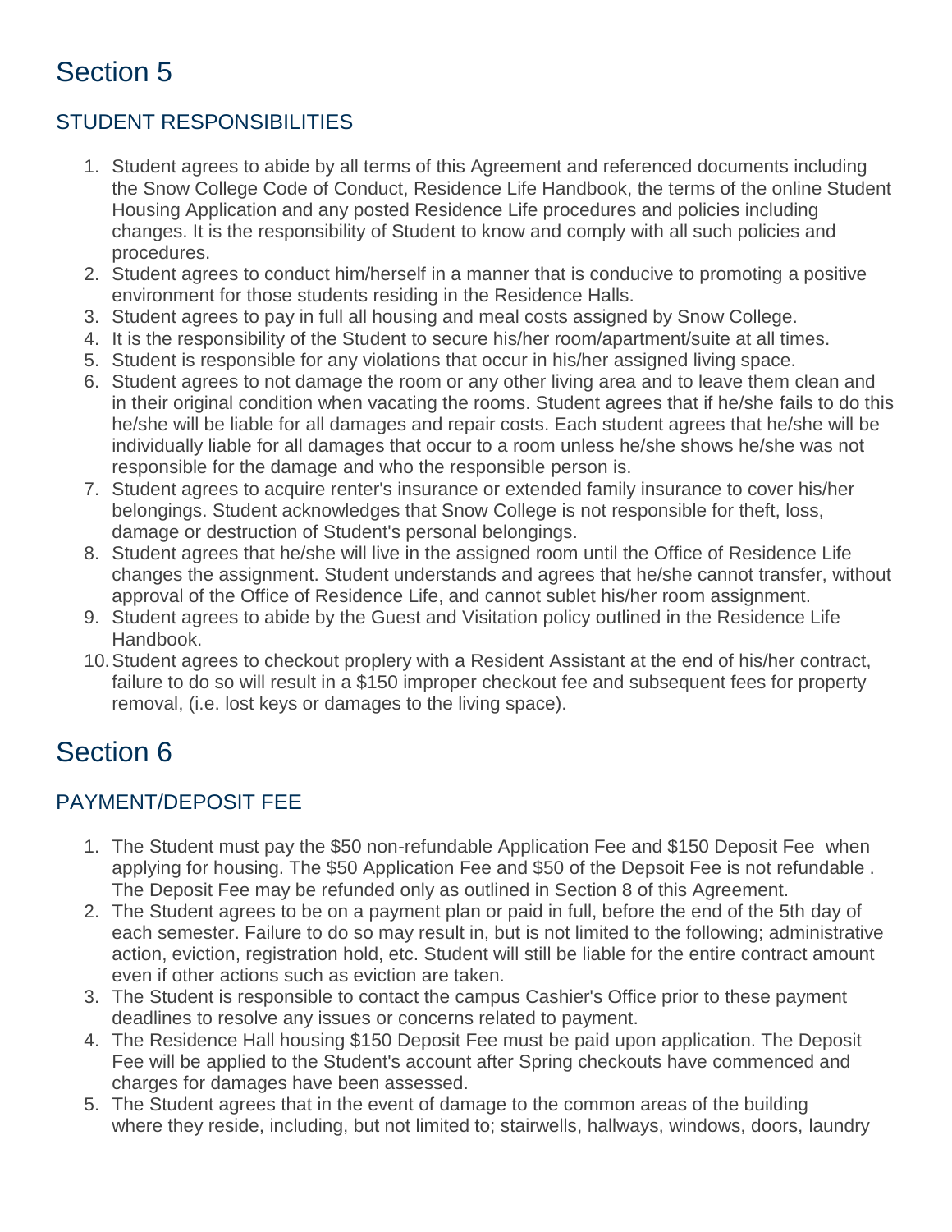# Section 5

## STUDENT RESPONSIBILITIES

1. Student agrees to abide by all terms of this Agreement and referenced documents including the Snow College Code of Conduct, Residence Life Handbook, the terms of the online Student Housing Application and any posted Residence Life procedures and policies including changes. It is the responsibility of Student to know and comply with all such policies and procedures.
2. Student agrees to conduct him/herself in a manner that is conducive to promoting a positive environment for those students residing in the Residence Halls.
3. Student agrees to pay in full all housing and meal costs assigned by Snow College.
4. It is the responsibility of the Student to secure his/her room/apartment/suite at all times.
5. Student is responsible for any violations that occur in his/her assigned living space.
6. Student agrees to not damage the room or any other living area and to leave them clean and in their original condition when vacating the rooms. Student agrees that if he/she fails to do this he/she will be liable for all damages and repair costs. Each student agrees that he/she will be individually liable for all damages that occur to a room unless he/she shows he/she was not responsible for the damage and who the responsible person is.
7. Student agrees to acquire renter's insurance or extended family insurance to cover his/her belongings. Student acknowledges that Snow College is not responsible for theft, loss, damage or destruction of Student's personal belongings.
8. Student agrees that he/she will live in the assigned room until the Office of Residence Life changes the assignment. Student understands and agrees that he/she cannot transfer, without approval of the Office of Residence Life, and cannot sublet his/her room assignment.
9. Student agrees to abide by the Guest and Visitation policy outlined in the Residence Life Handbook.
10. Student agrees to checkout proplery with a Resident Assistant at the end of his/her contract, failure to do so will result in a $150 improper checkout fee and subsequent fees for property removal, (i.e. lost keys or damages to the living space).

# Section 6

## PAYMENT/DEPOSIT FEE

1. The Student must pay the $50 non-refundable Application Fee and $150 Deposit Fee when applying for housing. The $50 Application Fee and $50 of the Depsoit Fee is not refundable . The Deposit Fee may be refunded only as outlined in Section 8 of this Agreement.
2. The Student agrees to be on a payment plan or paid in full, before the end of the 5th day of each semester. Failure to do so may result in, but is not limited to the following; administrative action, eviction, registration hold, etc. Student will still be liable for the entire contract amount even if other actions such as eviction are taken.
3. The Student is responsible to contact the campus Cashier's Office prior to these payment deadlines to resolve any issues or concerns related to payment.
4. The Residence Hall housing $150 Deposit Fee must be paid upon application. The Deposit Fee will be applied to the Student's account after Spring checkouts have commenced and charges for damages have been assessed.
5. The Student agrees that in the event of damage to the common areas of the building where they reside, including, but not limited to; stairwells, hallways, windows, doors, laundry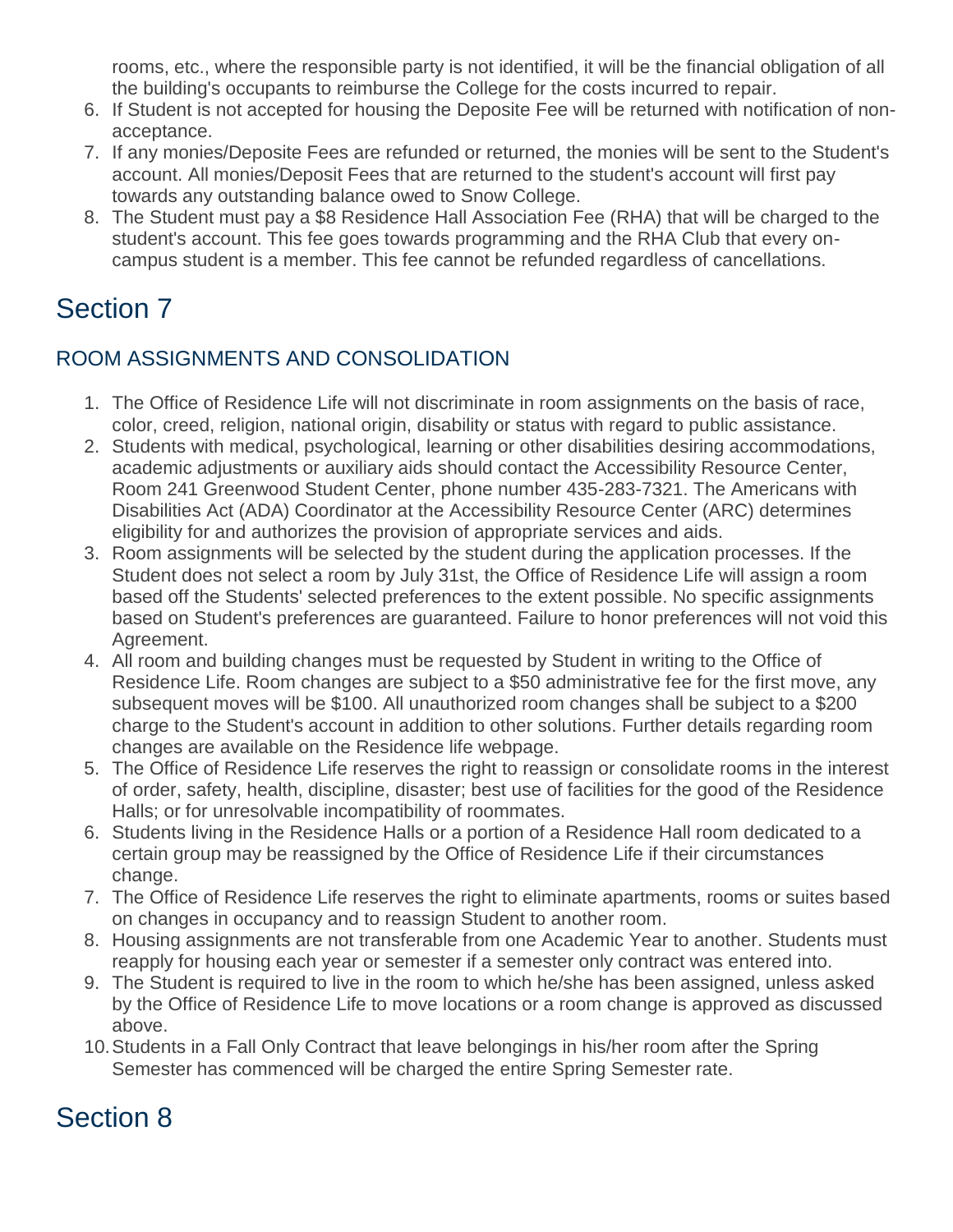rooms, etc., where the responsible party is not identified, it will be the financial obligation of all the building's occupants to reimburse the College for the costs incurred to repair.

6. If Student is not accepted for housing the Deposite Fee will be returned with notification of non-acceptance.
7. If any monies/Deposite Fees are refunded or returned, the monies will be sent to the Student's account. All monies/Deposit Fees that are returned to the student's account will first pay towards any outstanding balance owed to Snow College.
8. The Student must pay a $8 Residence Hall Association Fee (RHA) that will be charged to the student's account. This fee goes towards programming and the RHA Club that every on-campus student is a member. This fee cannot be refunded regardless of cancellations.

# Section 7

## ROOM ASSIGNMENTS AND CONSOLIDATION

1. The Office of Residence Life will not discriminate in room assignments on the basis of race, color, creed, religion, national origin, disability or status with regard to public assistance.
2. Students with medical, psychological, learning or other disabilities desiring accommodations, academic adjustments or auxiliary aids should contact the Accessibility Resource Center, Room 241 Greenwood Student Center, phone number 435-283-7321. The Americans with Disabilities Act (ADA) Coordinator at the Accessibility Resource Center (ARC) determines eligibility for and authorizes the provision of appropriate services and aids.
3. Room assignments will be selected by the student during the application processes. If the Student does not select a room by July 31st, the Office of Residence Life will assign a room based off the Students' selected preferences to the extent possible. No specific assignments based on Student's preferences are guaranteed. Failure to honor preferences will not void this Agreement.
4. All room and building changes must be requested by Student in writing to the Office of Residence Life. Room changes are subject to a $50 administrative fee for the first move, any subsequent moves will be $100. All unauthorized room changes shall be subject to a $200 charge to the Student's account in addition to other solutions. Further details regarding room changes are available on the Residence life webpage.
5. The Office of Residence Life reserves the right to reassign or consolidate rooms in the interest of order, safety, health, discipline, disaster; best use of facilities for the good of the Residence Halls; or for unresolvable incompatibility of roommates.
6. Students living in the Residence Halls or a portion of a Residence Hall room dedicated to a certain group may be reassigned by the Office of Residence Life if their circumstances change.
7. The Office of Residence Life reserves the right to eliminate apartments, rooms or suites based on changes in occupancy and to reassign Student to another room.
8. Housing assignments are not transferable from one Academic Year to another. Students must reapply for housing each year or semester if a semester only contract was entered into.
9. The Student is required to live in the room to which he/she has been assigned, unless asked by the Office of Residence Life to move locations or a room change is approved as discussed above.
10. Students in a Fall Only Contract that leave belongings in his/her room after the Spring Semester has commenced will be charged the entire Spring Semester rate.

# Section 8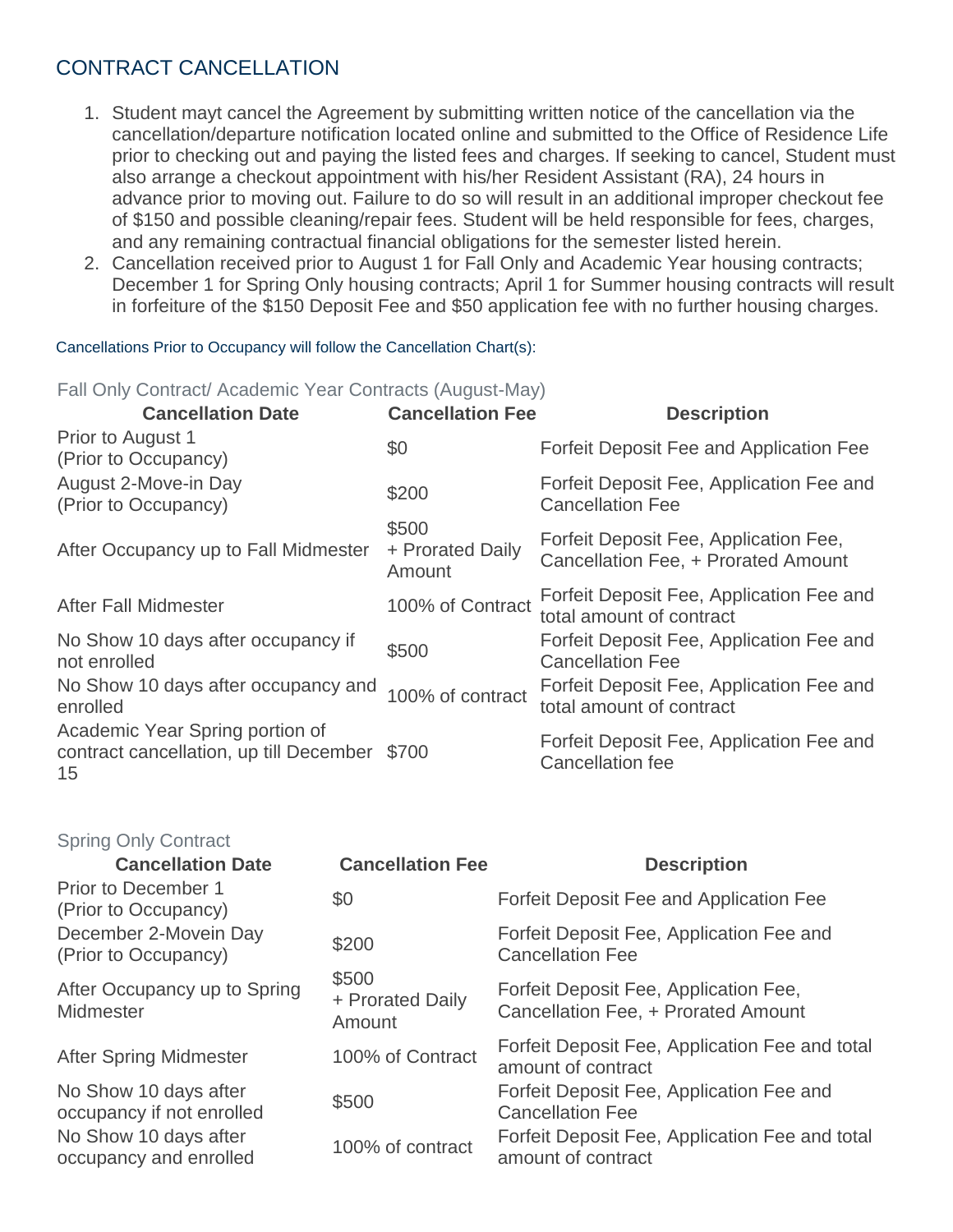## CONTRACT CANCELLATION

1. Student mayt cancel the Agreement by submitting written notice of the cancellation via the cancellation/departure notification located online and submitted to the Office of Residence Life prior to checking out and paying the listed fees and charges. If seeking to cancel, Student must also arrange a checkout appointment with his/her Resident Assistant (RA), 24 hours in advance prior to moving out. Failure to do so will result in an additional improper checkout fee of $150 and possible cleaning/repair fees. Student will be held responsible for fees, charges, and any remaining contractual financial obligations for the semester listed herein.
2. Cancellation received prior to August 1 for Fall Only and Academic Year housing contracts; December 1 for Spring Only housing contracts; April 1 for Summer housing contracts will result in forfeiture of the $150 Deposit Fee and $50 application fee with no further housing charges.

Cancellations Prior to Occupancy will follow the Cancellation Chart(s):

Fall Only Contract/ Academic Year Contracts (August-May)

| Cancellation Date | Cancellation Fee | Description |
|---|---|---|
| Prior to August 1 (Prior to Occupancy) | $0 | Forfeit Deposit Fee and Application Fee |
| August 2-Move-in Day (Prior to Occupancy) | $200 | Forfeit Deposit Fee, Application Fee and Cancellation Fee |
| After Occupancy up to Fall Midmester | $500 + Prorated Daily Amount | Forfeit Deposit Fee, Application Fee, Cancellation Fee, + Prorated Amount |
| After Fall Midmester | 100% of Contract | Forfeit Deposit Fee, Application Fee and total amount of contract |
| No Show 10 days after occupancy if not enrolled | $500 | Forfeit Deposit Fee, Application Fee and Cancellation Fee |
| No Show 10 days after occupancy and enrolled | 100% of contract | Forfeit Deposit Fee, Application Fee and total amount of contract |
| Academic Year Spring portion of contract cancellation, up till December 15 | $700 | Forfeit Deposit Fee, Application Fee and Cancellation fee |

Spring Only Contract

| Cancellation Date | Cancellation Fee | Description |
|---|---|---|
| Prior to December 1 (Prior to Occupancy) | $0 | Forfeit Deposit Fee and Application Fee |
| December 2-Movein Day (Prior to Occupancy) | $200 | Forfeit Deposit Fee, Application Fee and Cancellation Fee |
| After Occupancy up to Spring Midmester | $500 + Prorated Daily Amount | Forfeit Deposit Fee, Application Fee, Cancellation Fee, + Prorated Amount |
| After Spring Midmester | 100% of Contract | Forfeit Deposit Fee, Application Fee and total amount of contract |
| No Show 10 days after occupancy if not enrolled | $500 | Forfeit Deposit Fee, Application Fee and Cancellation Fee |
| No Show 10 days after occupancy and enrolled | 100% of contract | Forfeit Deposit Fee, Application Fee and total amount of contract |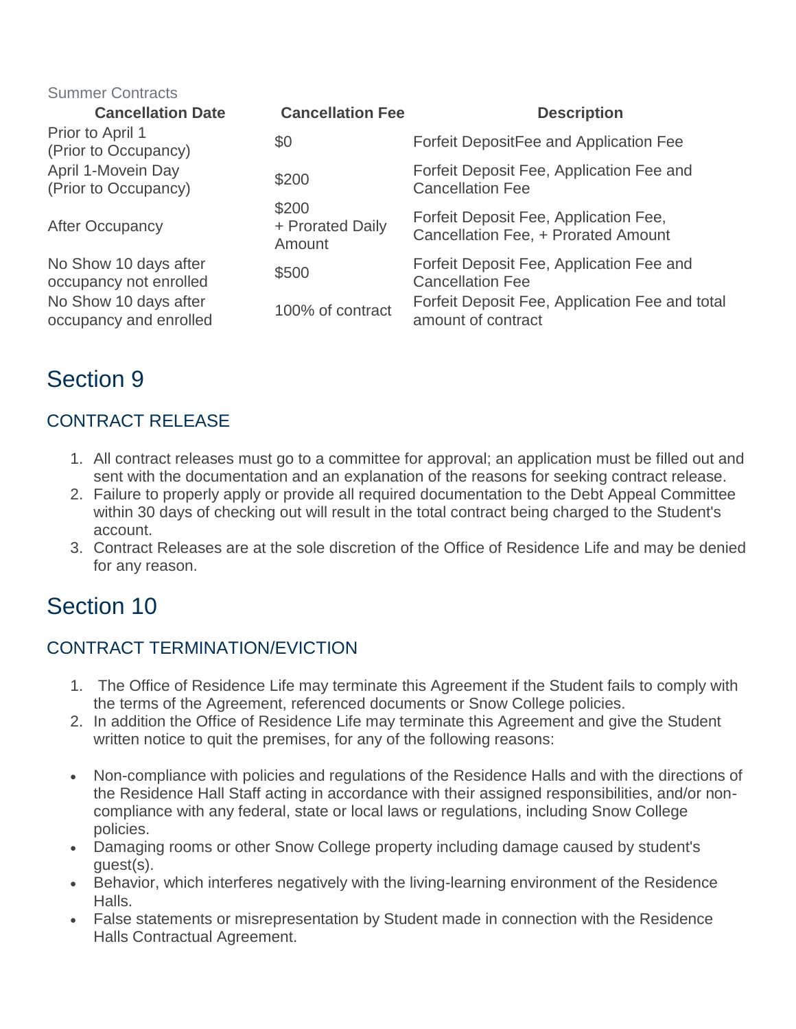Summer Contracts

| Cancellation Date | Cancellation Fee | Description |
|---|---|---|
| Prior to April 1 (Prior to Occupancy) | $0 | Forfeit DepositFee and Application Fee |
| April 1-Movein Day (Prior to Occupancy) | $200 | Forfeit Deposit Fee, Application Fee and Cancellation Fee |
| After Occupancy | $200 + Prorated Daily Amount | Forfeit Deposit Fee, Application Fee, Cancellation Fee, + Prorated Amount |
| No Show 10 days after occupancy not enrolled | $500 | Forfeit Deposit Fee, Application Fee and Cancellation Fee |
| No Show 10 days after occupancy and enrolled | 100% of contract | Forfeit Deposit Fee, Application Fee and total amount of contract |

# Section 9

## CONTRACT RELEASE

1. All contract releases must go to a committee for approval; an application must be filled out and sent with the documentation and an explanation of the reasons for seeking contract release.
2. Failure to properly apply or provide all required documentation to the Debt Appeal Committee within 30 days of checking out will result in the total contract being charged to the Student's account.
3. Contract Releases are at the sole discretion of the Office of Residence Life and may be denied for any reason.

# Section 10

## CONTRACT TERMINATION/EVICTION

1. The Office of Residence Life may terminate this Agreement if the Student fails to comply with the terms of the Agreement, referenced documents or Snow College policies.
2. In addition the Office of Residence Life may terminate this Agreement and give the Student written notice to quit the premises, for any of the following reasons:

- Non-compliance with policies and regulations of the Residence Halls and with the directions of the Residence Hall Staff acting in accordance with their assigned responsibilities, and/or non-compliance with any federal, state or local laws or regulations, including Snow College policies.
- Damaging rooms or other Snow College property including damage caused by student's guest(s).
- Behavior, which interferes negatively with the living-learning environment of the Residence Halls.
- False statements or misrepresentation by Student made in connection with the Residence Halls Contractual Agreement.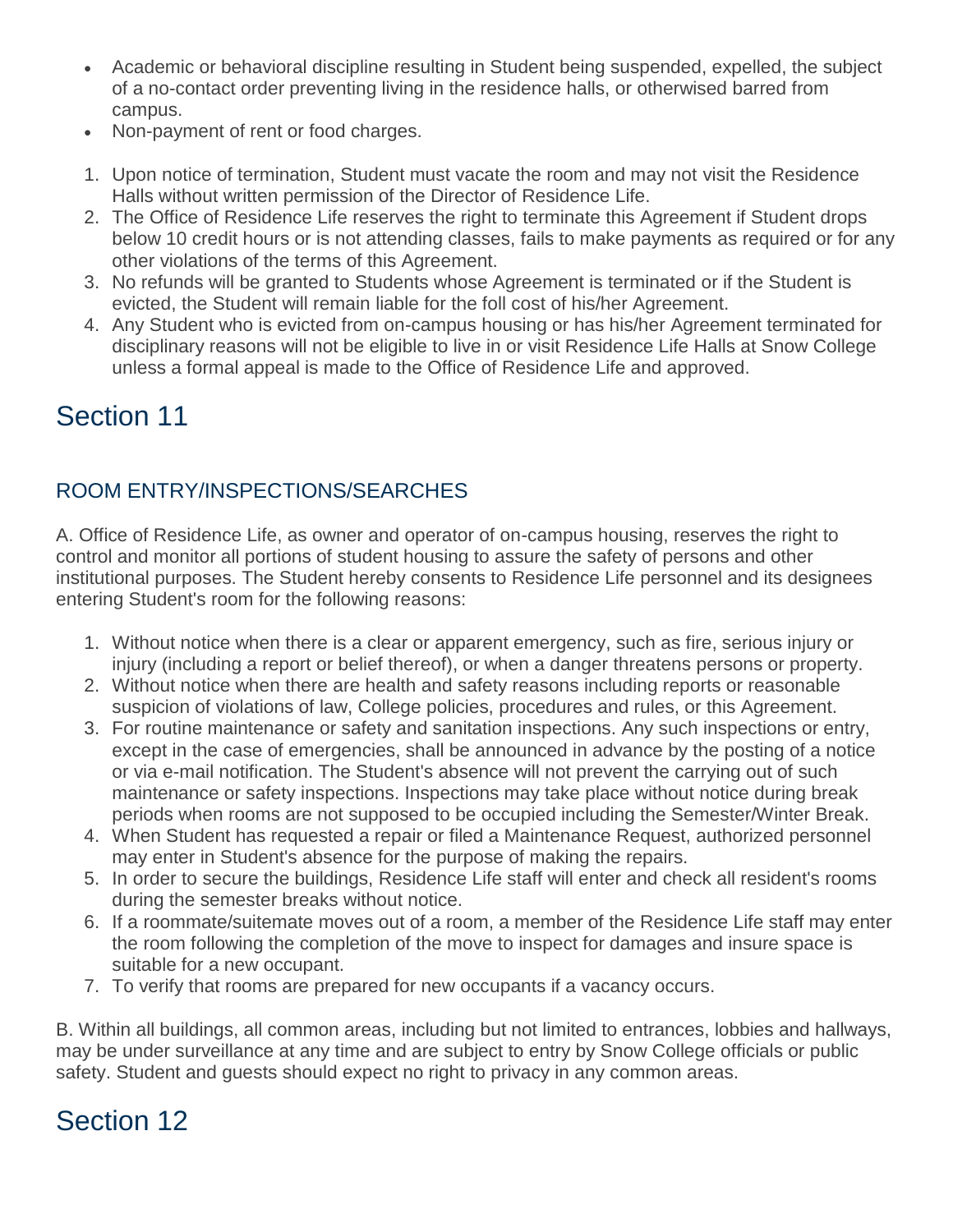- Academic or behavioral discipline resulting in Student being suspended, expelled, the subject of a no-contact order preventing living in the residence halls, or otherwised barred from campus.
- Non-payment of rent or food charges.

1. Upon notice of termination, Student must vacate the room and may not visit the Residence Halls without written permission of the Director of Residence Life.
2. The Office of Residence Life reserves the right to terminate this Agreement if Student drops below 10 credit hours or is not attending classes, fails to make payments as required or for any other violations of the terms of this Agreement.
3. No refunds will be granted to Students whose Agreement is terminated or if the Student is evicted, the Student will remain liable for the foll cost of his/her Agreement.
4. Any Student who is evicted from on-campus housing or has his/her Agreement terminated for disciplinary reasons will not be eligible to live in or visit Residence Life Halls at Snow College unless a formal appeal is made to the Office of Residence Life and approved.

# Section 11

## ROOM ENTRY/INSPECTIONS/SEARCHES

A. Office of Residence Life, as owner and operator of on-campus housing, reserves the right to control and monitor all portions of student housing to assure the safety of persons and other institutional purposes. The Student hereby consents to Residence Life personnel and its designees entering Student's room for the following reasons:

1. Without notice when there is a clear or apparent emergency, such as fire, serious injury or injury (including a report or belief thereof), or when a danger threatens persons or property.
2. Without notice when there are health and safety reasons including reports or reasonable suspicion of violations of law, College policies, procedures and rules, or this Agreement.
3. For routine maintenance or safety and sanitation inspections. Any such inspections or entry, except in the case of emergencies, shall be announced in advance by the posting of a notice or via e-mail notification. The Student's absence will not prevent the carrying out of such maintenance or safety inspections. Inspections may take place without notice during break periods when rooms are not supposed to be occupied including the Semester/Winter Break.
4. When Student has requested a repair or filed a Maintenance Request, authorized personnel may enter in Student's absence for the purpose of making the repairs.
5. In order to secure the buildings, Residence Life staff will enter and check all resident's rooms during the semester breaks without notice.
6. If a roommate/suitemate moves out of a room, a member of the Residence Life staff may enter the room following the completion of the move to inspect for damages and insure space is suitable for a new occupant.
7. To verify that rooms are prepared for new occupants if a vacancy occurs.

B. Within all buildings, all common areas, including but not limited to entrances, lobbies and hallways, may be under surveillance at any time and are subject to entry by Snow College officials or public safety. Student and guests should expect no right to privacy in any common areas.

# Section 12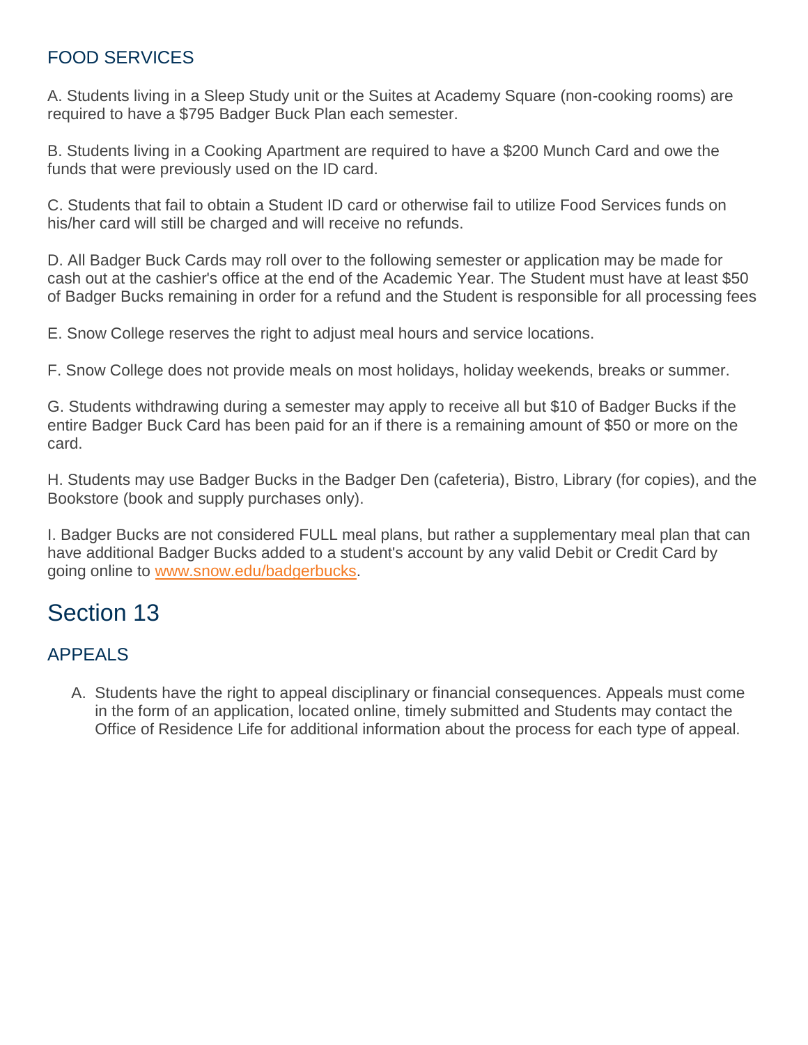### FOOD SERVICES

A. Students living in a Sleep Study unit or the Suites at Academy Square (non-cooking rooms) are required to have a $795 Badger Buck Plan each semester.

B. Students living in a Cooking Apartment are required to have a $200 Munch Card and owe the funds that were previously used on the ID card.

C. Students that fail to obtain a Student ID card or otherwise fail to utilize Food Services funds on his/her card will still be charged and will receive no refunds.

D. All Badger Buck Cards may roll over to the following semester or application may be made for cash out at the cashier's office at the end of the Academic Year. The Student must have at least $50 of Badger Bucks remaining in order for a refund and the Student is responsible for all processing fees

E. Snow College reserves the right to adjust meal hours and service locations.

F. Snow College does not provide meals on most holidays, holiday weekends, breaks or summer.

G. Students withdrawing during a semester may apply to receive all but $10 of Badger Bucks if the entire Badger Buck Card has been paid for an if there is a remaining amount of $50 or more on the card.

H. Students may use Badger Bucks in the Badger Den (cafeteria), Bistro, Library (for copies), and the Bookstore (book and supply purchases only).

I. Badger Bucks are not considered FULL meal plans, but rather a supplementary meal plan that can have additional Badger Bucks added to a student's account by any valid Debit or Credit Card by going online to [www.snow.edu/badgerbucks](www.snow.edu/badgerbucks).

## Section 13

### APPEALS

A. Students have the right to appeal disciplinary or financial consequences. Appeals must come in the form of an application, located online, timely submitted and Students may contact the Office of Residence Life for additional information about the process for each type of appeal.